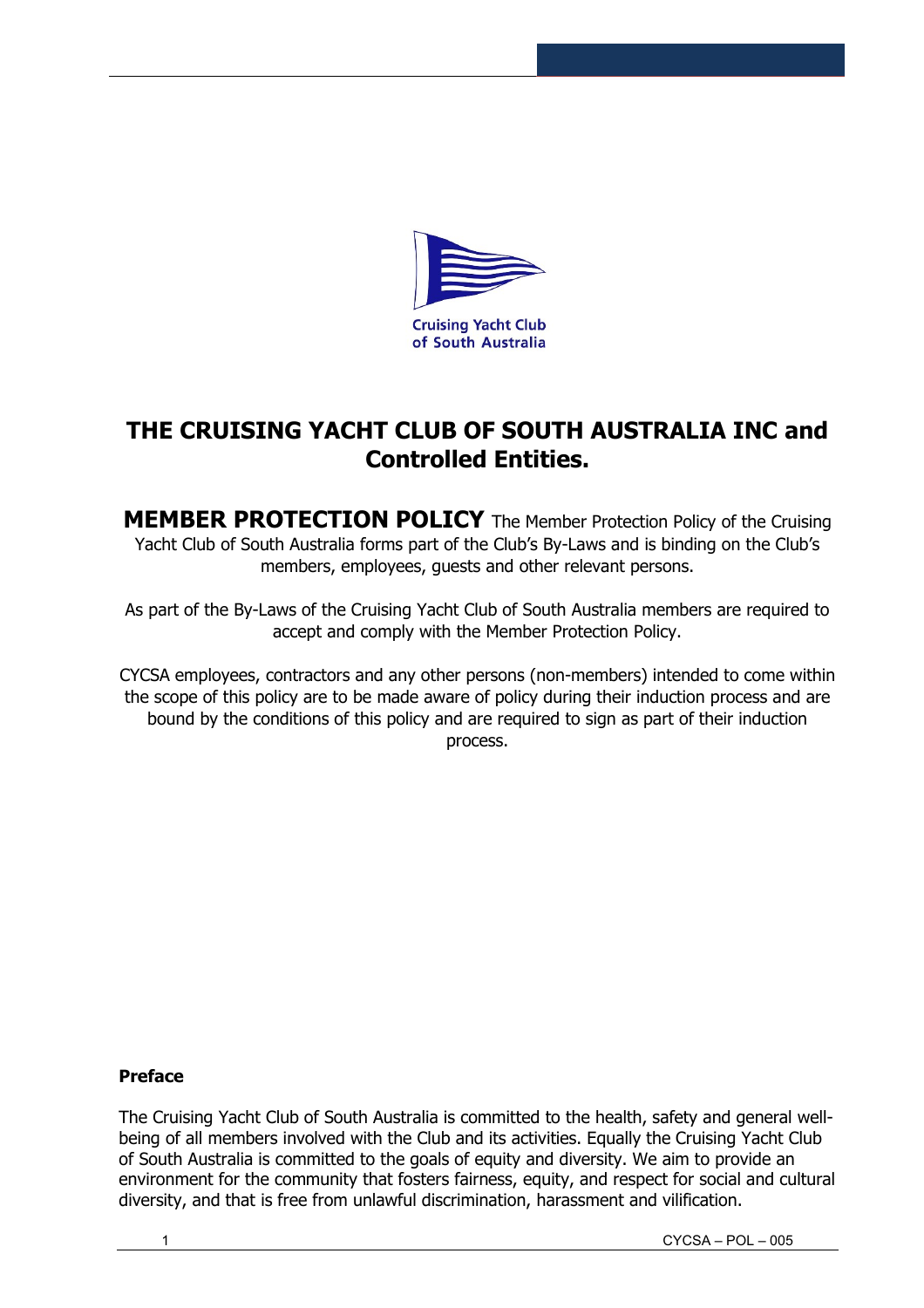Cruising Yacht Club of South Australia

# THE CRUISING YACHT CLUB OF SOUTH AUSTRALIA INC and Controlled Entities.

**MEMBER PROTECTION POLICY** The Member Protection Policy of the Cruising Yacht Club of South Australia forms part of the Club's By-Laws and is binding on the Club's members, employees, guests and other relevant persons.

As part of the By-Laws of the Cruising Yacht Club of South Australia members are required to accept and comply with the Member Protection Policy.

CYCSA employees, contractors and any other persons (non-members) intended to come within the scope of this policy are to be made aware of policy during their induction process and are bound by the conditions of this policy and are required to sign as part of their induction process.

### Preface

The Cruising Yacht Club of South Australia is committed to the health, safety and general well-being of all members involved with the Club and its activities. Equally the Cruising Yacht Club of South Australia is committed to the goals of equity and diversity. We aim to provide an environment for the community that fosters fairness, equity, and respect for social and cultural diversity, and that is free from unlawful discrimination, harassment and vilification.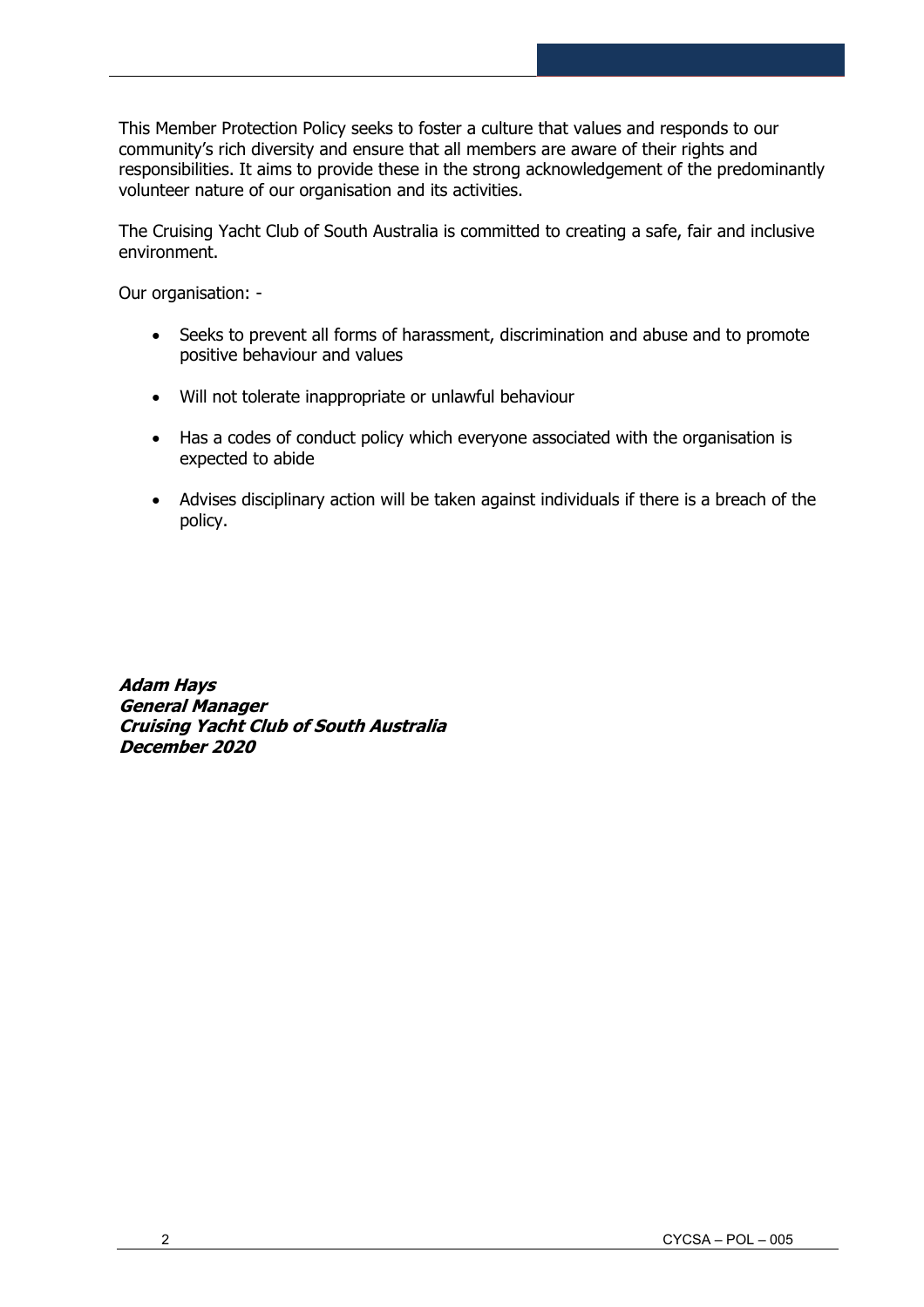This Member Protection Policy seeks to foster a culture that values and responds to our community's rich diversity and ensure that all members are aware of their rights and responsibilities. It aims to provide these in the strong acknowledgement of the predominantly volunteer nature of our organisation and its activities.

The Cruising Yacht Club of South Australia is committed to creating a safe, fair and inclusive environment.

Our organisation: -

- Seeks to prevent all forms of harassment, discrimination and abuse and to promote positive behaviour and values
- Will not tolerate inappropriate or unlawful behaviour
- Has a codes of conduct policy which everyone associated with the organisation is expected to abide
- Advises disciplinary action will be taken against individuals if there is a breach of the policy.

***Adam Hays***
***General Manager***
***Cruising Yacht Club of South Australia***
***December 2020***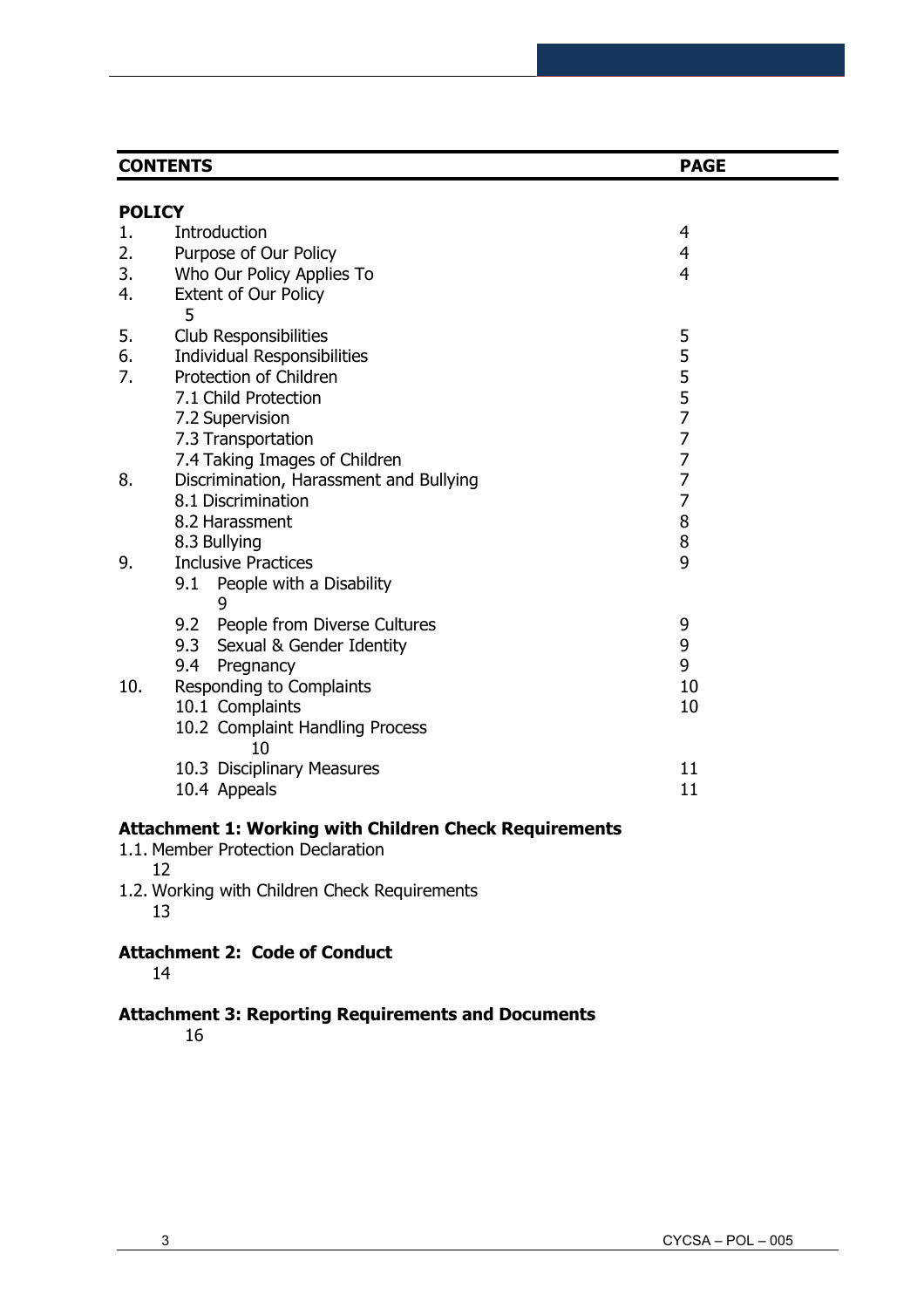| CONTENTS | | PAGE |
|---|---|---|
| **POLICY** | | |
| 1. | Introduction | 4 |
| 2. | Purpose of Our Policy | 4 |
| 3. | Who Our Policy Applies To | 4 |
| 4. | Extent of Our Policy | 5 |
| 5. | Club Responsibilities | 5 |
| 6. | Individual Responsibilities | 5 |
| 7. | Protection of Children | 5 |
| | 7.1 Child Protection | 5 |
| | 7.2 Supervision | 7 |
| | 7.3 Transportation | 7 |
| | 7.4 Taking Images of Children | 7 |
| 8. | Discrimination, Harassment and Bullying | 7 |
| | 8.1 Discrimination | 7 |
| | 8.2 Harassment | 8 |
| | 8.3 Bullying | 8 |
| 9. | Inclusive Practices | 9 |
| | 9.1 People with a Disability | 9 |
| | 9.2 People from Diverse Cultures | 9 |
| | 9.3 Sexual & Gender Identity | 9 |
| | 9.4 Pregnancy | 9 |
| 10. | Responding to Complaints | 10 |
| | 10.1 Complaints | 10 |
| | 10.2 Complaint Handling Process | 10 |
| | 10.3 Disciplinary Measures | 11 |
| | 10.4 Appeals | 11 |

**Attachment 1: Working with Children Check Requirements**

1.1. Member Protection Declaration 12

1.2. Working with Children Check Requirements 13

**Attachment 2: Code of Conduct** 14

**Attachment 3: Reporting Requirements and Documents** 16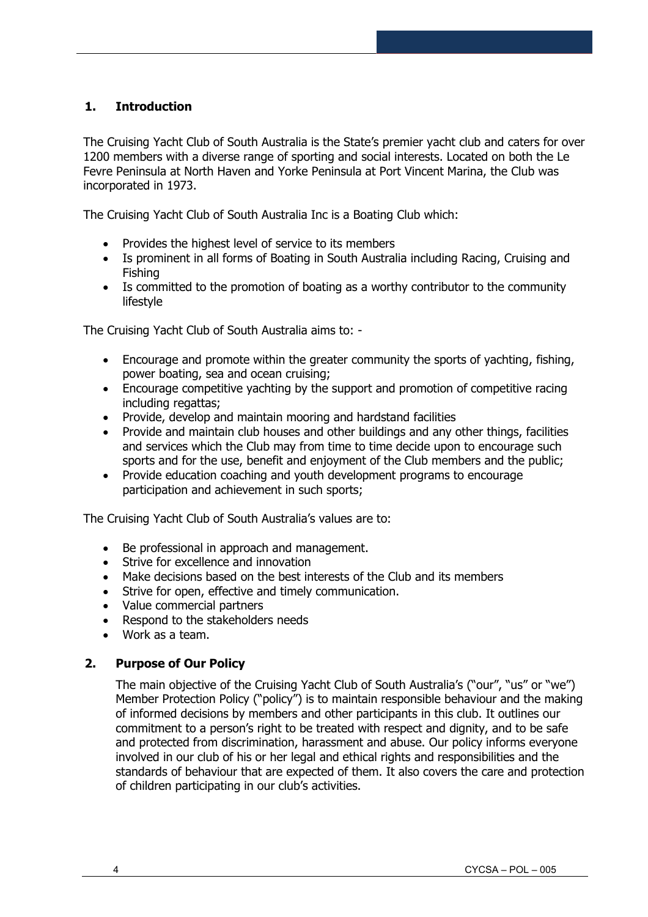## 1. Introduction

The Cruising Yacht Club of South Australia is the State's premier yacht club and caters for over 1200 members with a diverse range of sporting and social interests. Located on both the Le Fevre Peninsula at North Haven and Yorke Peninsula at Port Vincent Marina, the Club was incorporated in 1973.

The Cruising Yacht Club of South Australia Inc is a Boating Club which:

- Provides the highest level of service to its members
- Is prominent in all forms of Boating in South Australia including Racing, Cruising and Fishing
- Is committed to the promotion of boating as a worthy contributor to the community lifestyle

The Cruising Yacht Club of South Australia aims to: -

- Encourage and promote within the greater community the sports of yachting, fishing, power boating, sea and ocean cruising;
- Encourage competitive yachting by the support and promotion of competitive racing including regattas;
- Provide, develop and maintain mooring and hardstand facilities
- Provide and maintain club houses and other buildings and any other things, facilities and services which the Club may from time to time decide upon to encourage such sports and for the use, benefit and enjoyment of the Club members and the public;
- Provide education coaching and youth development programs to encourage participation and achievement in such sports;

The Cruising Yacht Club of South Australia's values are to:

- Be professional in approach and management.
- Strive for excellence and innovation
- Make decisions based on the best interests of the Club and its members
- Strive for open, effective and timely communication.
- Value commercial partners
- Respond to the stakeholders needs
- Work as a team.

## 2. Purpose of Our Policy

The main objective of the Cruising Yacht Club of South Australia's ("our", "us" or "we") Member Protection Policy ("policy") is to maintain responsible behaviour and the making of informed decisions by members and other participants in this club. It outlines our commitment to a person's right to be treated with respect and dignity, and to be safe and protected from discrimination, harassment and abuse. Our policy informs everyone involved in our club of his or her legal and ethical rights and responsibilities and the standards of behaviour that are expected of them. It also covers the care and protection of children participating in our club's activities.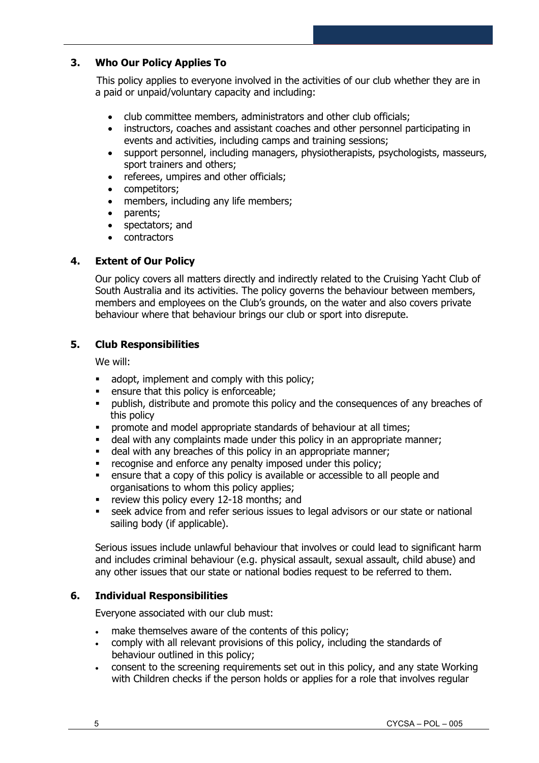## 3. Who Our Policy Applies To

This policy applies to everyone involved in the activities of our club whether they are in a paid or unpaid/voluntary capacity and including:

- club committee members, administrators and other club officials;
- instructors, coaches and assistant coaches and other personnel participating in events and activities, including camps and training sessions;
- support personnel, including managers, physiotherapists, psychologists, masseurs, sport trainers and others;
- referees, umpires and other officials;
- competitors;
- members, including any life members;
- parents;
- spectators; and
- contractors

## 4. Extent of Our Policy

Our policy covers all matters directly and indirectly related to the Cruising Yacht Club of South Australia and its activities. The policy governs the behaviour between members, members and employees on the Club's grounds, on the water and also covers private behaviour where that behaviour brings our club or sport into disrepute.

## 5. Club Responsibilities

We will:

- adopt, implement and comply with this policy;
- ensure that this policy is enforceable;
- publish, distribute and promote this policy and the consequences of any breaches of this policy
- promote and model appropriate standards of behaviour at all times;
- deal with any complaints made under this policy in an appropriate manner;
- deal with any breaches of this policy in an appropriate manner;
- recognise and enforce any penalty imposed under this policy;
- ensure that a copy of this policy is available or accessible to all people and organisations to whom this policy applies;
- review this policy every 12-18 months; and
- seek advice from and refer serious issues to legal advisors or our state or national sailing body (if applicable).

Serious issues include unlawful behaviour that involves or could lead to significant harm and includes criminal behaviour (e.g. physical assault, sexual assault, child abuse) and any other issues that our state or national bodies request to be referred to them.

## 6. Individual Responsibilities

Everyone associated with our club must:

- make themselves aware of the contents of this policy;
- comply with all relevant provisions of this policy, including the standards of behaviour outlined in this policy;
- consent to the screening requirements set out in this policy, and any state Working with Children checks if the person holds or applies for a role that involves regular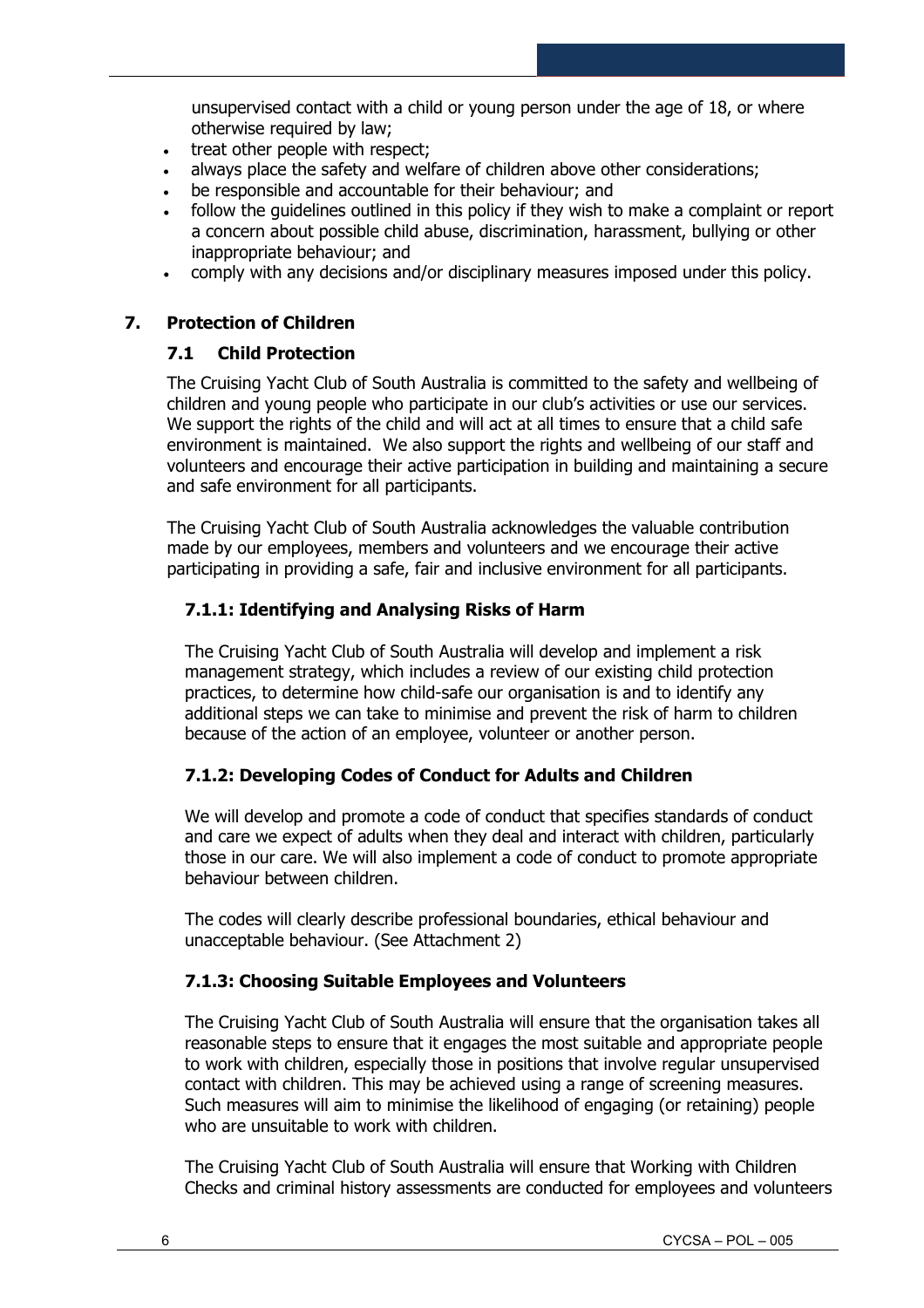unsupervised contact with a child or young person under the age of 18, or where otherwise required by law;

- treat other people with respect;
- always place the safety and welfare of children above other considerations;
- be responsible and accountable for their behaviour; and
- follow the guidelines outlined in this policy if they wish to make a complaint or report a concern about possible child abuse, discrimination, harassment, bullying or other inappropriate behaviour; and
- comply with any decisions and/or disciplinary measures imposed under this policy.

## 7. Protection of Children

### 7.1 Child Protection

The Cruising Yacht Club of South Australia is committed to the safety and wellbeing of children and young people who participate in our club's activities or use our services. We support the rights of the child and will act at all times to ensure that a child safe environment is maintained. We also support the rights and wellbeing of our staff and volunteers and encourage their active participation in building and maintaining a secure and safe environment for all participants.

The Cruising Yacht Club of South Australia acknowledges the valuable contribution made by our employees, members and volunteers and we encourage their active participating in providing a safe, fair and inclusive environment for all participants.

#### 7.1.1: Identifying and Analysing Risks of Harm

The Cruising Yacht Club of South Australia will develop and implement a risk management strategy, which includes a review of our existing child protection practices, to determine how child-safe our organisation is and to identify any additional steps we can take to minimise and prevent the risk of harm to children because of the action of an employee, volunteer or another person.

#### 7.1.2: Developing Codes of Conduct for Adults and Children

We will develop and promote a code of conduct that specifies standards of conduct and care we expect of adults when they deal and interact with children, particularly those in our care. We will also implement a code of conduct to promote appropriate behaviour between children.

The codes will clearly describe professional boundaries, ethical behaviour and unacceptable behaviour. (See Attachment 2)

#### 7.1.3: Choosing Suitable Employees and Volunteers

The Cruising Yacht Club of South Australia will ensure that the organisation takes all reasonable steps to ensure that it engages the most suitable and appropriate people to work with children, especially those in positions that involve regular unsupervised contact with children. This may be achieved using a range of screening measures. Such measures will aim to minimise the likelihood of engaging (or retaining) people who are unsuitable to work with children.

The Cruising Yacht Club of South Australia will ensure that Working with Children Checks and criminal history assessments are conducted for employees and volunteers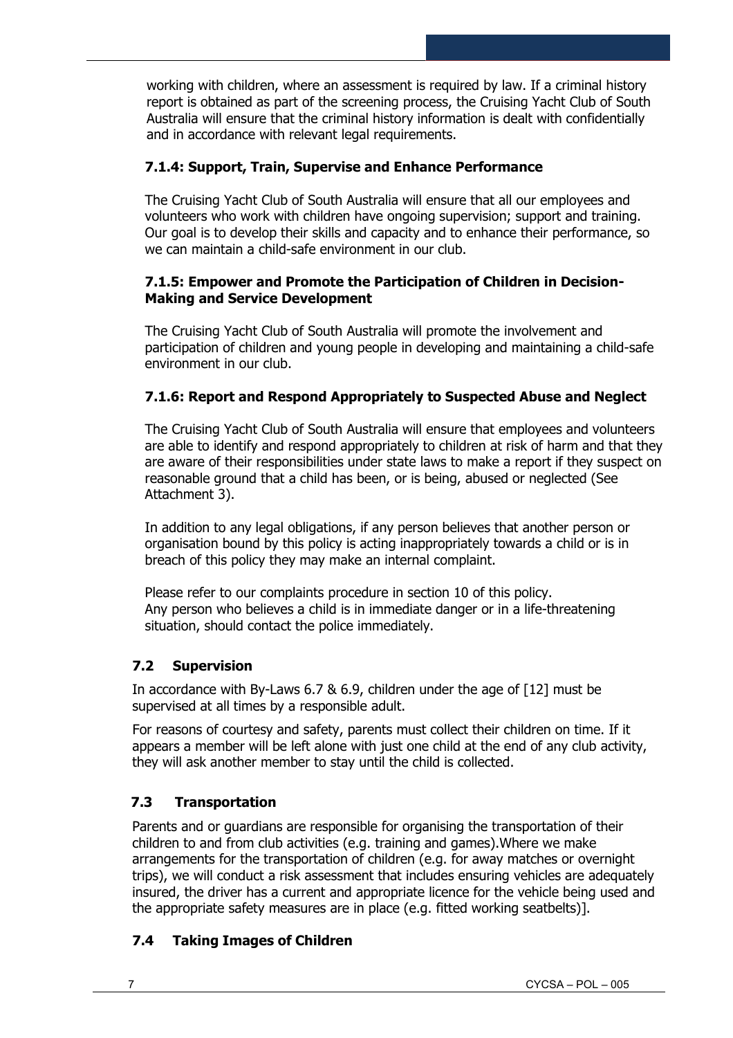working with children, where an assessment is required by law. If a criminal history report is obtained as part of the screening process, the Cruising Yacht Club of South Australia will ensure that the criminal history information is dealt with confidentially and in accordance with relevant legal requirements.

#### 7.1.4: Support, Train, Supervise and Enhance Performance

The Cruising Yacht Club of South Australia will ensure that all our employees and volunteers who work with children have ongoing supervision; support and training. Our goal is to develop their skills and capacity and to enhance their performance, so we can maintain a child-safe environment in our club.

#### 7.1.5: Empower and Promote the Participation of Children in Decision-Making and Service Development

The Cruising Yacht Club of South Australia will promote the involvement and participation of children and young people in developing and maintaining a child-safe environment in our club.

#### 7.1.6: Report and Respond Appropriately to Suspected Abuse and Neglect

The Cruising Yacht Club of South Australia will ensure that employees and volunteers are able to identify and respond appropriately to children at risk of harm and that they are aware of their responsibilities under state laws to make a report if they suspect on reasonable ground that a child has been, or is being, abused or neglected (See Attachment 3).

In addition to any legal obligations, if any person believes that another person or organisation bound by this policy is acting inappropriately towards a child or is in breach of this policy they may make an internal complaint.

Please refer to our complaints procedure in section 10 of this policy.
Any person who believes a child is in immediate danger or in a life-threatening situation, should contact the police immediately.

### 7.2 Supervision

In accordance with By-Laws 6.7 & 6.9, children under the age of [12] must be supervised at all times by a responsible adult.

For reasons of courtesy and safety, parents must collect their children on time. If it appears a member will be left alone with just one child at the end of any club activity, they will ask another member to stay until the child is collected.

### 7.3 Transportation

Parents and or guardians are responsible for organising the transportation of their children to and from club activities (e.g. training and games).Where we make arrangements for the transportation of children (e.g. for away matches or overnight trips), we will conduct a risk assessment that includes ensuring vehicles are adequately insured, the driver has a current and appropriate licence for the vehicle being used and the appropriate safety measures are in place (e.g. fitted working seatbelts)].

### 7.4 Taking Images of Children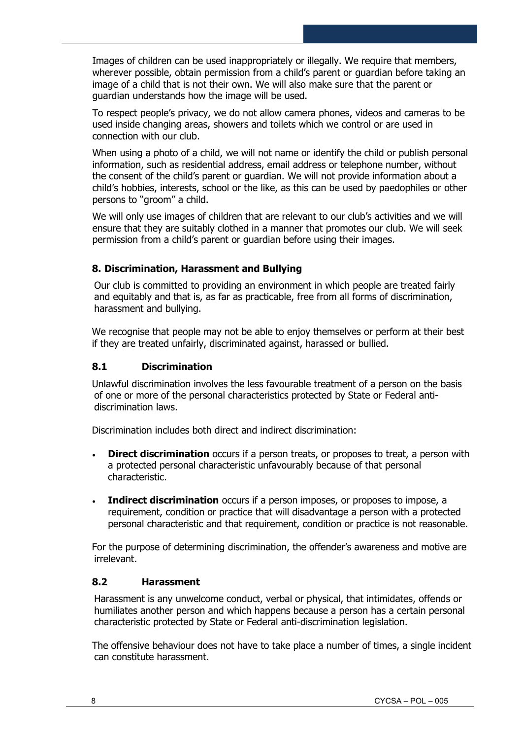Images of children can be used inappropriately or illegally. We require that members, wherever possible, obtain permission from a child's parent or guardian before taking an image of a child that is not their own. We will also make sure that the parent or guardian understands how the image will be used.

To respect people's privacy, we do not allow camera phones, videos and cameras to be used inside changing areas, showers and toilets which we control or are used in connection with our club.

When using a photo of a child, we will not name or identify the child or publish personal information, such as residential address, email address or telephone number, without the consent of the child's parent or guardian. We will not provide information about a child's hobbies, interests, school or the like, as this can be used by paedophiles or other persons to "groom" a child.

We will only use images of children that are relevant to our club's activities and we will ensure that they are suitably clothed in a manner that promotes our club. We will seek permission from a child's parent or guardian before using their images.

## 8. Discrimination, Harassment and Bullying

Our club is committed to providing an environment in which people are treated fairly and equitably and that is, as far as practicable, free from all forms of discrimination, harassment and bullying.

We recognise that people may not be able to enjoy themselves or perform at their best if they are treated unfairly, discriminated against, harassed or bullied.

### 8.1 Discrimination

Unlawful discrimination involves the less favourable treatment of a person on the basis of one or more of the personal characteristics protected by State or Federal anti-discrimination laws.

Discrimination includes both direct and indirect discrimination:

- **Direct discrimination** occurs if a person treats, or proposes to treat, a person with a protected personal characteristic unfavourably because of that personal characteristic.
- **Indirect discrimination** occurs if a person imposes, or proposes to impose, a requirement, condition or practice that will disadvantage a person with a protected personal characteristic and that requirement, condition or practice is not reasonable.

For the purpose of determining discrimination, the offender's awareness and motive are irrelevant.

### 8.2 Harassment

Harassment is any unwelcome conduct, verbal or physical, that intimidates, offends or humiliates another person and which happens because a person has a certain personal characteristic protected by State or Federal anti-discrimination legislation.

The offensive behaviour does not have to take place a number of times, a single incident can constitute harassment.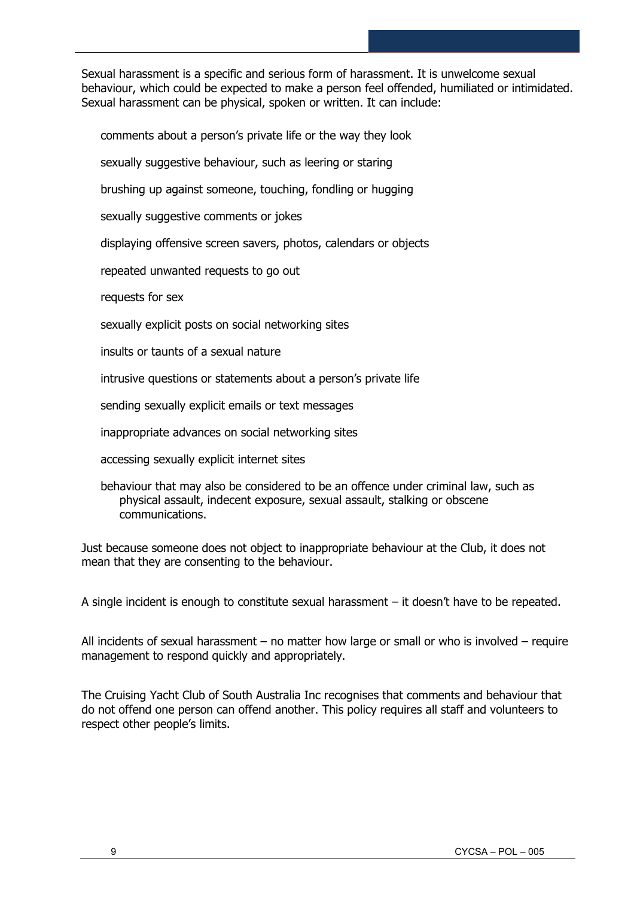Sexual harassment is a specific and serious form of harassment. It is unwelcome sexual behaviour, which could be expected to make a person feel offended, humiliated or intimidated. Sexual harassment can be physical, spoken or written. It can include:

- comments about a person's private life or the way they look
- sexually suggestive behaviour, such as leering or staring
- brushing up against someone, touching, fondling or hugging
- sexually suggestive comments or jokes
- displaying offensive screen savers, photos, calendars or objects
- repeated unwanted requests to go out
- requests for sex
- sexually explicit posts on social networking sites
- insults or taunts of a sexual nature
- intrusive questions or statements about a person's private life
- sending sexually explicit emails or text messages
- inappropriate advances on social networking sites
- accessing sexually explicit internet sites
- behaviour that may also be considered to be an offence under criminal law, such as physical assault, indecent exposure, sexual assault, stalking or obscene communications.

Just because someone does not object to inappropriate behaviour at the Club, it does not mean that they are consenting to the behaviour.

A single incident is enough to constitute sexual harassment – it doesn't have to be repeated.

All incidents of sexual harassment – no matter how large or small or who is involved – require management to respond quickly and appropriately.

The Cruising Yacht Club of South Australia Inc recognises that comments and behaviour that do not offend one person can offend another. This policy requires all staff and volunteers to respect other people's limits.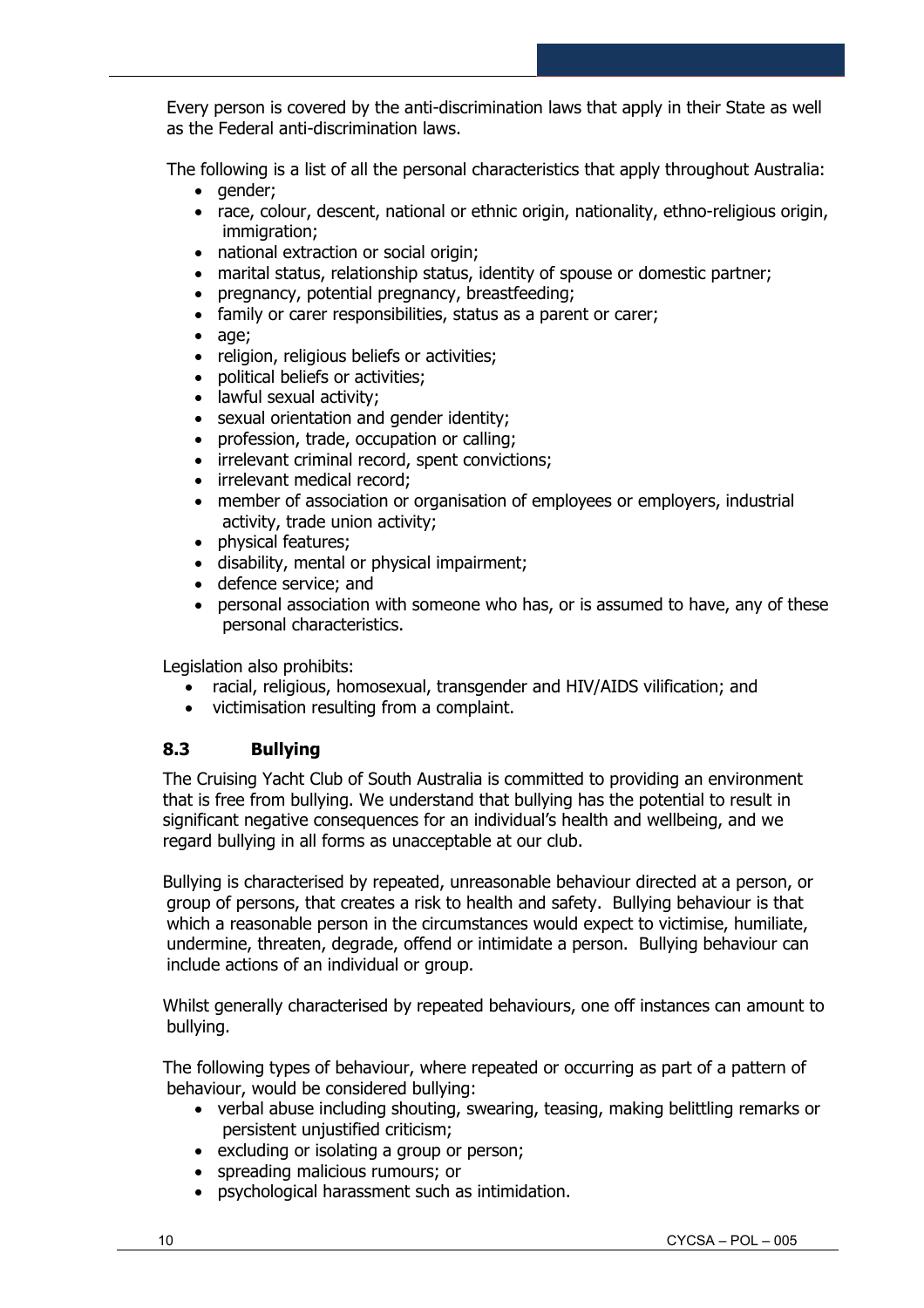Every person is covered by the anti-discrimination laws that apply in their State as well as the Federal anti-discrimination laws.

The following is a list of all the personal characteristics that apply throughout Australia:

- gender;
- race, colour, descent, national or ethnic origin, nationality, ethno-religious origin, immigration;
- national extraction or social origin;
- marital status, relationship status, identity of spouse or domestic partner;
- pregnancy, potential pregnancy, breastfeeding;
- family or carer responsibilities, status as a parent or carer;
- age;
- religion, religious beliefs or activities;
- political beliefs or activities;
- lawful sexual activity;
- sexual orientation and gender identity;
- profession, trade, occupation or calling;
- irrelevant criminal record, spent convictions;
- irrelevant medical record;
- member of association or organisation of employees or employers, industrial activity, trade union activity;
- physical features;
- disability, mental or physical impairment;
- defence service; and
- personal association with someone who has, or is assumed to have, any of these personal characteristics.

Legislation also prohibits:

- racial, religious, homosexual, transgender and HIV/AIDS vilification; and
- victimisation resulting from a complaint.

### 8.3 Bullying

The Cruising Yacht Club of South Australia is committed to providing an environment that is free from bullying. We understand that bullying has the potential to result in significant negative consequences for an individual's health and wellbeing, and we regard bullying in all forms as unacceptable at our club.

Bullying is characterised by repeated, unreasonable behaviour directed at a person, or group of persons, that creates a risk to health and safety. Bullying behaviour is that which a reasonable person in the circumstances would expect to victimise, humiliate, undermine, threaten, degrade, offend or intimidate a person. Bullying behaviour can include actions of an individual or group.

Whilst generally characterised by repeated behaviours, one off instances can amount to bullying.

The following types of behaviour, where repeated or occurring as part of a pattern of behaviour, would be considered bullying:

- verbal abuse including shouting, swearing, teasing, making belittling remarks or persistent unjustified criticism;
- excluding or isolating a group or person;
- spreading malicious rumours; or
- psychological harassment such as intimidation.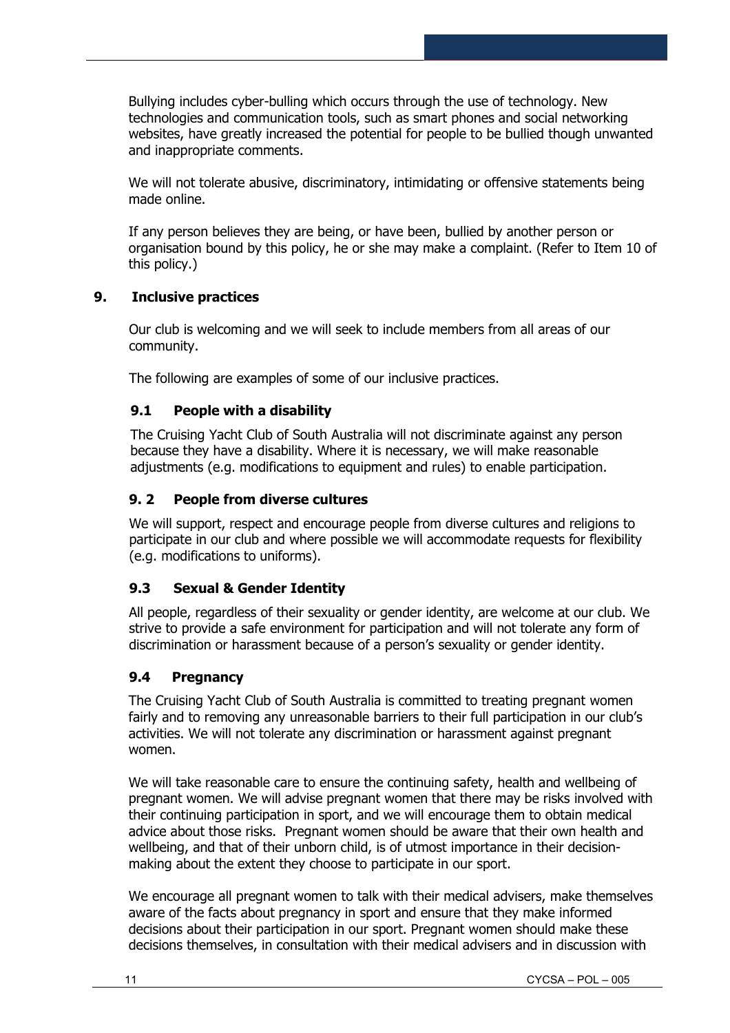Bullying includes cyber-bulling which occurs through the use of technology. New technologies and communication tools, such as smart phones and social networking websites, have greatly increased the potential for people to be bullied though unwanted and inappropriate comments.

We will not tolerate abusive, discriminatory, intimidating or offensive statements being made online.

If any person believes they are being, or have been, bullied by another person or organisation bound by this policy, he or she may make a complaint. (Refer to Item 10 of this policy.)

## 9. Inclusive practices

Our club is welcoming and we will seek to include members from all areas of our community.

The following are examples of some of our inclusive practices.

### 9.1 People with a disability

The Cruising Yacht Club of South Australia will not discriminate against any person because they have a disability. Where it is necessary, we will make reasonable adjustments (e.g. modifications to equipment and rules) to enable participation.

### 9. 2 People from diverse cultures

We will support, respect and encourage people from diverse cultures and religions to participate in our club and where possible we will accommodate requests for flexibility (e.g. modifications to uniforms).

### 9.3 Sexual & Gender Identity

All people, regardless of their sexuality or gender identity, are welcome at our club. We strive to provide a safe environment for participation and will not tolerate any form of discrimination or harassment because of a person's sexuality or gender identity.

### 9.4 Pregnancy

The Cruising Yacht Club of South Australia is committed to treating pregnant women fairly and to removing any unreasonable barriers to their full participation in our club's activities. We will not tolerate any discrimination or harassment against pregnant women.

We will take reasonable care to ensure the continuing safety, health and wellbeing of pregnant women. We will advise pregnant women that there may be risks involved with their continuing participation in sport, and we will encourage them to obtain medical advice about those risks. Pregnant women should be aware that their own health and wellbeing, and that of their unborn child, is of utmost importance in their decision-making about the extent they choose to participate in our sport.

We encourage all pregnant women to talk with their medical advisers, make themselves aware of the facts about pregnancy in sport and ensure that they make informed decisions about their participation in our sport. Pregnant women should make these decisions themselves, in consultation with their medical advisers and in discussion with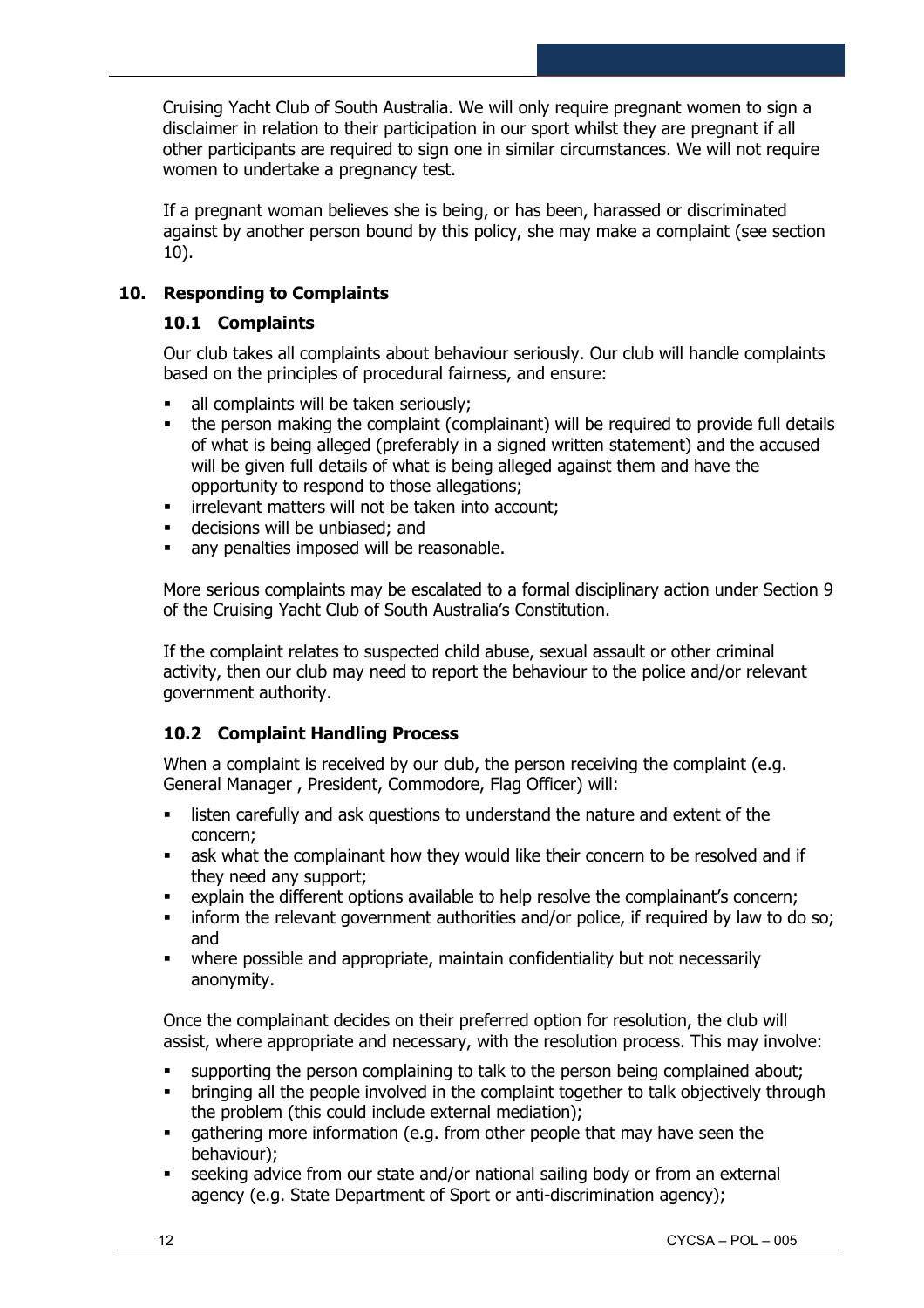Cruising Yacht Club of South Australia. We will only require pregnant women to sign a disclaimer in relation to their participation in our sport whilst they are pregnant if all other participants are required to sign one in similar circumstances. We will not require women to undertake a pregnancy test.

If a pregnant woman believes she is being, or has been, harassed or discriminated against by another person bound by this policy, she may make a complaint (see section 10).

## 10. Responding to Complaints

### 10.1 Complaints

Our club takes all complaints about behaviour seriously. Our club will handle complaints based on the principles of procedural fairness, and ensure:

- all complaints will be taken seriously;
- the person making the complaint (complainant) will be required to provide full details of what is being alleged (preferably in a signed written statement) and the accused will be given full details of what is being alleged against them and have the opportunity to respond to those allegations;
- irrelevant matters will not be taken into account;
- decisions will be unbiased; and
- any penalties imposed will be reasonable.

More serious complaints may be escalated to a formal disciplinary action under Section 9 of the Cruising Yacht Club of South Australia's Constitution.

If the complaint relates to suspected child abuse, sexual assault or other criminal activity, then our club may need to report the behaviour to the police and/or relevant government authority.

### 10.2 Complaint Handling Process

When a complaint is received by our club, the person receiving the complaint (e.g. General Manager , President, Commodore, Flag Officer) will:

- listen carefully and ask questions to understand the nature and extent of the concern;
- ask what the complainant how they would like their concern to be resolved and if they need any support;
- explain the different options available to help resolve the complainant's concern;
- inform the relevant government authorities and/or police, if required by law to do so; and
- where possible and appropriate, maintain confidentiality but not necessarily anonymity.

Once the complainant decides on their preferred option for resolution, the club will assist, where appropriate and necessary, with the resolution process. This may involve:

- supporting the person complaining to talk to the person being complained about;
- bringing all the people involved in the complaint together to talk objectively through the problem (this could include external mediation);
- gathering more information (e.g. from other people that may have seen the behaviour);
- seeking advice from our state and/or national sailing body or from an external agency (e.g. State Department of Sport or anti-discrimination agency);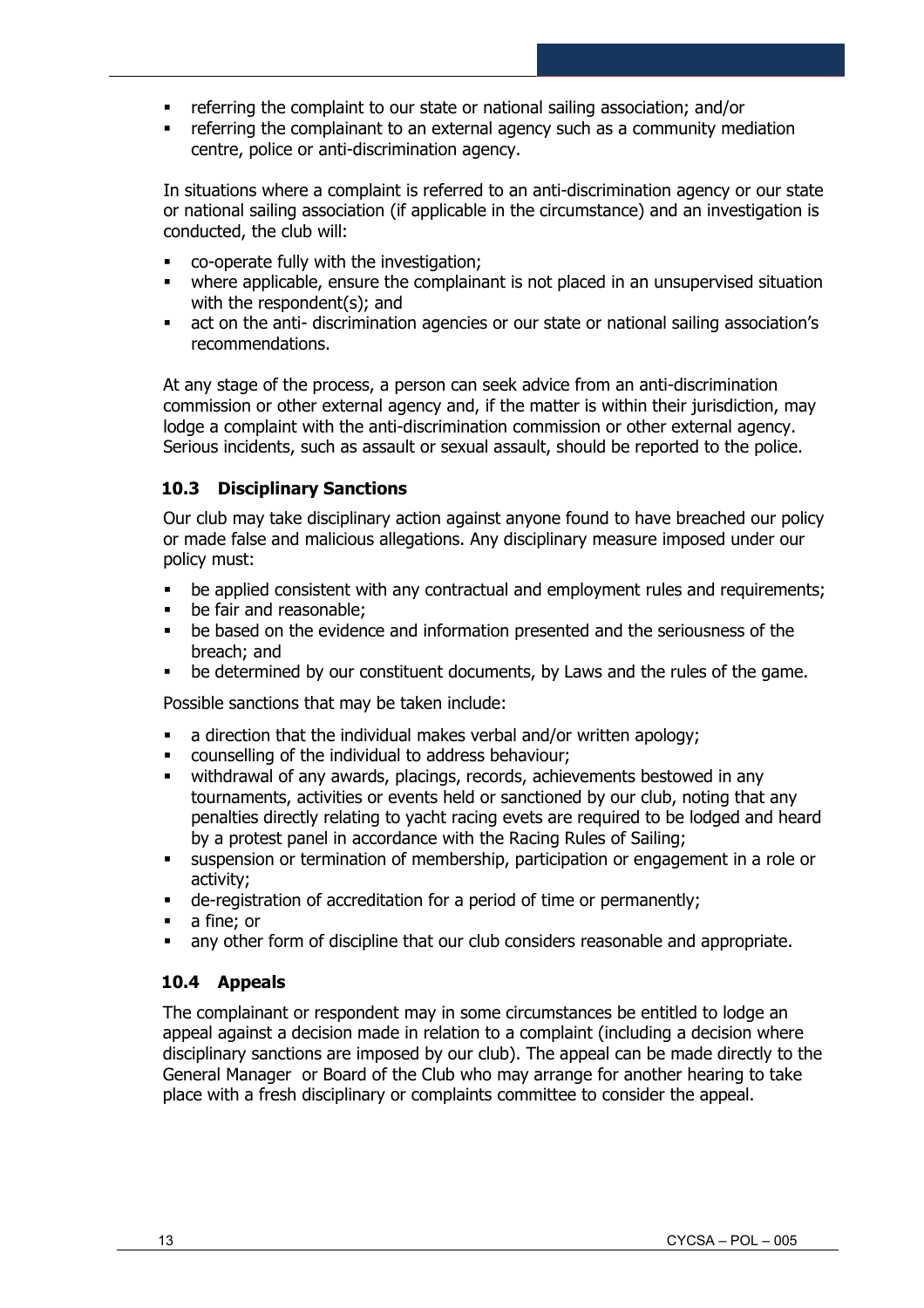- referring the complaint to our state or national sailing association; and/or
- referring the complainant to an external agency such as a community mediation centre, police or anti-discrimination agency.

In situations where a complaint is referred to an anti-discrimination agency or our state or national sailing association (if applicable in the circumstance) and an investigation is conducted, the club will:

- co-operate fully with the investigation;
- where applicable, ensure the complainant is not placed in an unsupervised situation with the respondent(s); and
- act on the anti- discrimination agencies or our state or national sailing association's recommendations.

At any stage of the process, a person can seek advice from an anti-discrimination commission or other external agency and, if the matter is within their jurisdiction, may lodge a complaint with the anti-discrimination commission or other external agency. Serious incidents, such as assault or sexual assault, should be reported to the police.

### 10.3 Disciplinary Sanctions

Our club may take disciplinary action against anyone found to have breached our policy or made false and malicious allegations. Any disciplinary measure imposed under our policy must:

- be applied consistent with any contractual and employment rules and requirements;
- be fair and reasonable;
- be based on the evidence and information presented and the seriousness of the breach; and
- be determined by our constituent documents, by Laws and the rules of the game.

Possible sanctions that may be taken include:

- a direction that the individual makes verbal and/or written apology;
- counselling of the individual to address behaviour;
- withdrawal of any awards, placings, records, achievements bestowed in any tournaments, activities or events held or sanctioned by our club, noting that any penalties directly relating to yacht racing evets are required to be lodged and heard by a protest panel in accordance with the Racing Rules of Sailing;
- suspension or termination of membership, participation or engagement in a role or activity;
- de-registration of accreditation for a period of time or permanently;
- a fine; or
- any other form of discipline that our club considers reasonable and appropriate.

### 10.4 Appeals

The complainant or respondent may in some circumstances be entitled to lodge an appeal against a decision made in relation to a complaint (including a decision where disciplinary sanctions are imposed by our club). The appeal can be made directly to the General Manager or Board of the Club who may arrange for another hearing to take place with a fresh disciplinary or complaints committee to consider the appeal.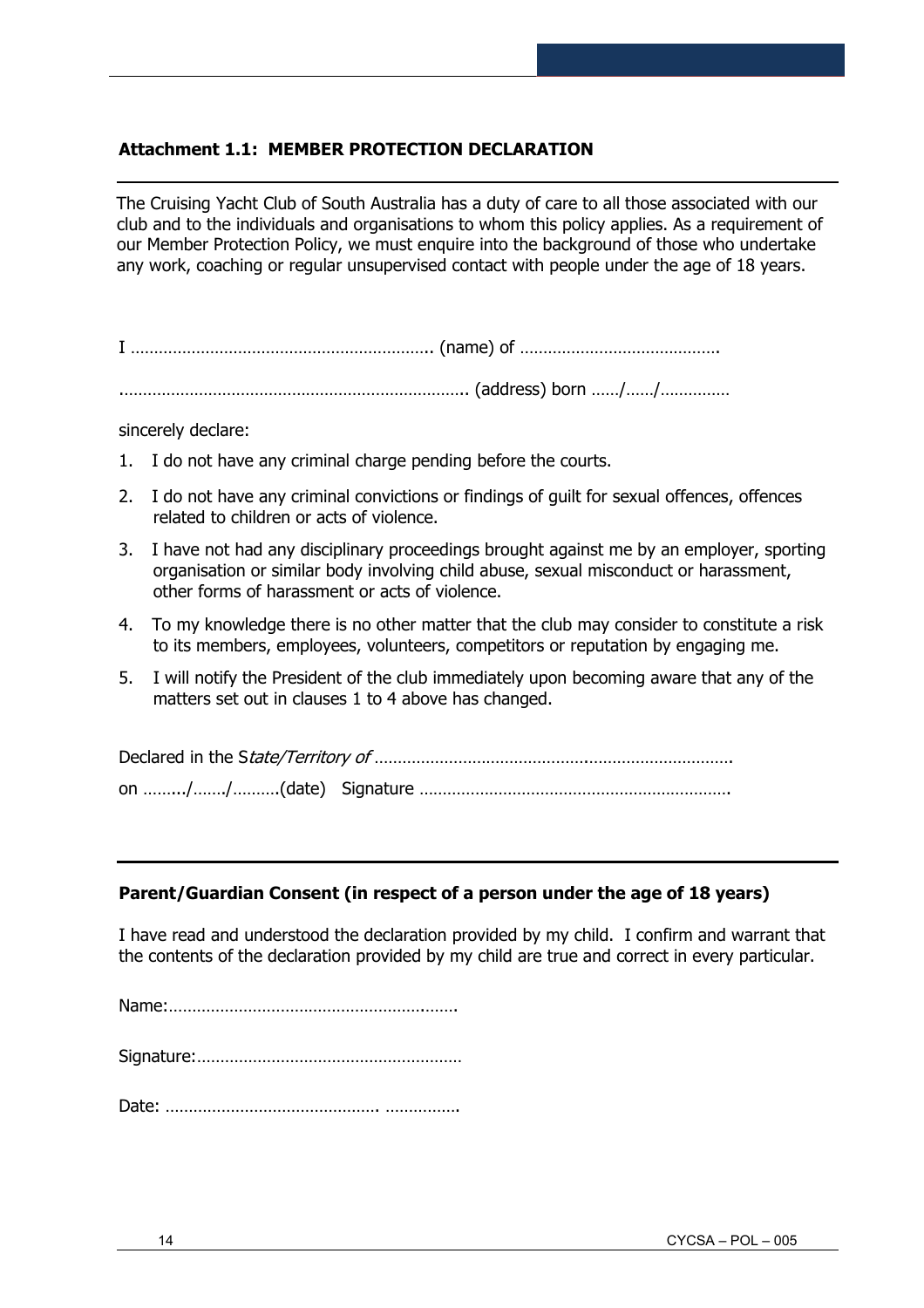## Attachment 1.1: MEMBER PROTECTION DECLARATION

The Cruising Yacht Club of South Australia has a duty of care to all those associated with our club and to the individuals and organisations to whom this policy applies. As a requirement of our Member Protection Policy, we must enquire into the background of those who undertake any work, coaching or regular unsupervised contact with people under the age of 18 years.

I ……………………………………………………….. (name) of …………………………………….

………………………………………………………………….. (address) born ……/……/……………

sincerely declare:

1. I do not have any criminal charge pending before the courts.
2. I do not have any criminal convictions or findings of guilt for sexual offences, offences related to children or acts of violence.
3. I have not had any disciplinary proceedings brought against me by an employer, sporting organisation or similar body involving child abuse, sexual misconduct or harassment, other forms of harassment or acts of violence.
4. To my knowledge there is no other matter that the club may consider to constitute a risk to its members, employees, volunteers, competitors or reputation by engaging me.
5. I will notify the President of the club immediately upon becoming aware that any of the matters set out in clauses 1 to 4 above has changed.

Declared in the S*tate/Territory of* …………………………………………………………………….

on ……../……./……….(date) Signature ………………………………………………………….

### Parent/Guardian Consent (in respect of a person under the age of 18 years)

I have read and understood the declaration provided by my child. I confirm and warrant that the contents of the declaration provided by my child are true and correct in every particular.

Name:…………………………………………………….

Signature:…………………………………………………

Date: ………………………………………. …………….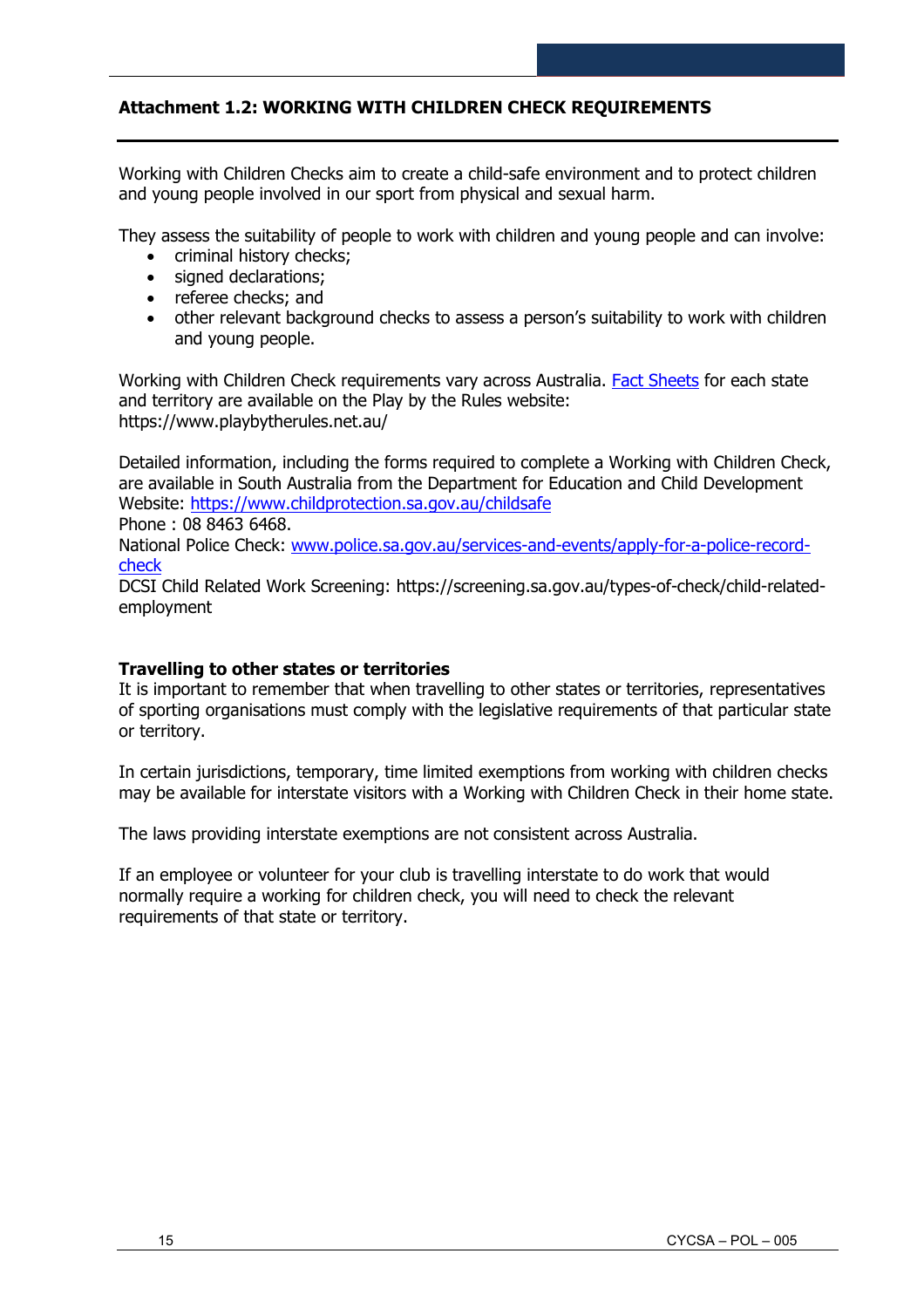## Attachment 1.2: WORKING WITH CHILDREN CHECK REQUIREMENTS

Working with Children Checks aim to create a child-safe environment and to protect children and young people involved in our sport from physical and sexual harm.

They assess the suitability of people to work with children and young people and can involve:

- criminal history checks;
- signed declarations;
- referee checks; and
- other relevant background checks to assess a person's suitability to work with children and young people.

Working with Children Check requirements vary across Australia. [Fact Sheets](https://www.playbytherules.net.au/) for each state and territory are available on the Play by the Rules website: https://www.playbytherules.net.au/

Detailed information, including the forms required to complete a Working with Children Check, are available in South Australia from the Department for Education and Child Development Website: [https://www.childprotection.sa.gov.au/childsafe](https://www.childprotection.sa.gov.au/childsafe)  
Phone : 08 8463 6468.  
National Police Check: [www.police.sa.gov.au/services-and-events/apply-for-a-police-record-check](http://www.police.sa.gov.au/services-and-events/apply-for-a-police-record-check)  
DCSI Child Related Work Screening: https://screening.sa.gov.au/types-of-check/child-related-employment

### Travelling to other states or territories

It is important to remember that when travelling to other states or territories, representatives of sporting organisations must comply with the legislative requirements of that particular state or territory.

In certain jurisdictions, temporary, time limited exemptions from working with children checks may be available for interstate visitors with a Working with Children Check in their home state.

The laws providing interstate exemptions are not consistent across Australia.

If an employee or volunteer for your club is travelling interstate to do work that would normally require a working for children check, you will need to check the relevant requirements of that state or territory.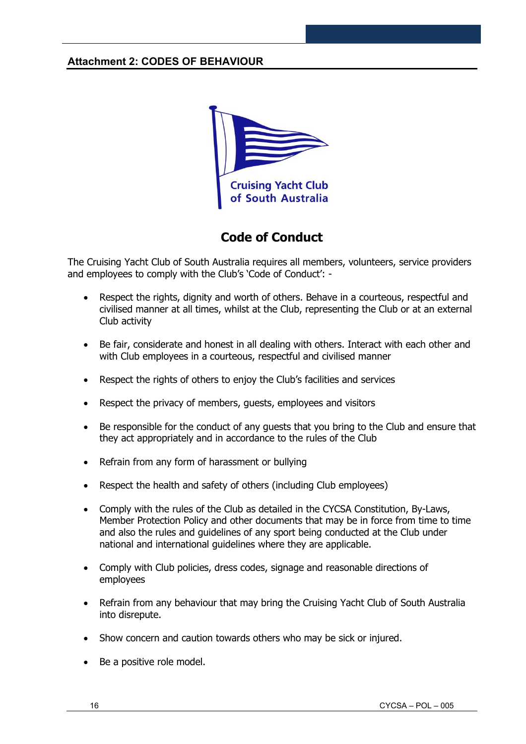## Attachment 2: CODES OF BEHAVIOUR

Cruising Yacht Club of South Australia

# Code of Conduct

The Cruising Yacht Club of South Australia requires all members, volunteers, service providers and employees to comply with the Club's 'Code of Conduct': -

- Respect the rights, dignity and worth of others. Behave in a courteous, respectful and civilised manner at all times, whilst at the Club, representing the Club or at an external Club activity
- Be fair, considerate and honest in all dealing with others. Interact with each other and with Club employees in a courteous, respectful and civilised manner
- Respect the rights of others to enjoy the Club's facilities and services
- Respect the privacy of members, guests, employees and visitors
- Be responsible for the conduct of any guests that you bring to the Club and ensure that they act appropriately and in accordance to the rules of the Club
- Refrain from any form of harassment or bullying
- Respect the health and safety of others (including Club employees)
- Comply with the rules of the Club as detailed in the CYCSA Constitution, By-Laws, Member Protection Policy and other documents that may be in force from time to time and also the rules and guidelines of any sport being conducted at the Club under national and international guidelines where they are applicable.
- Comply with Club policies, dress codes, signage and reasonable directions of employees
- Refrain from any behaviour that may bring the Cruising Yacht Club of South Australia into disrepute.
- Show concern and caution towards others who may be sick or injured.
- Be a positive role model.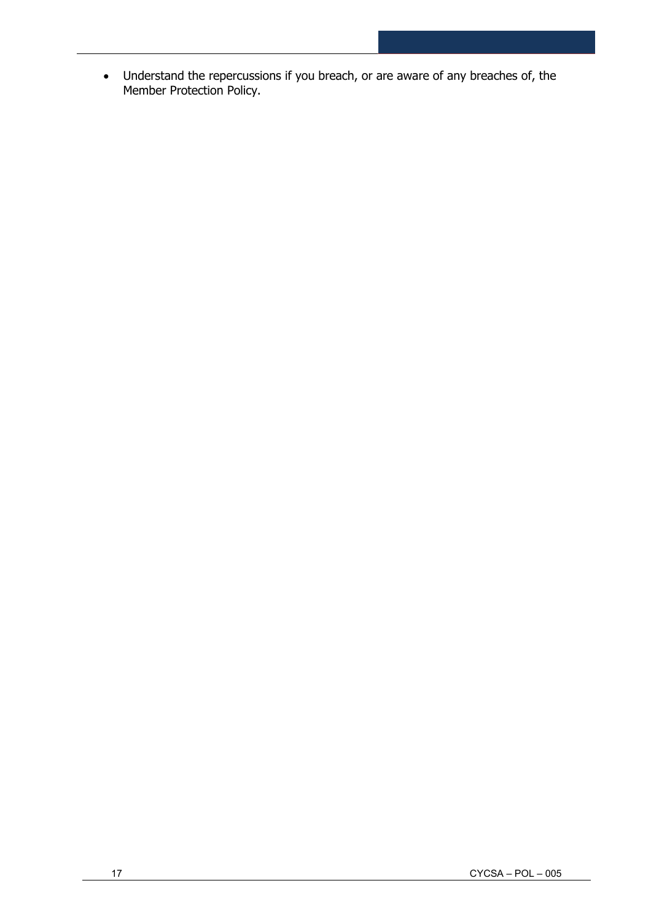- Understand the repercussions if you breach, or are aware of any breaches of, the Member Protection Policy.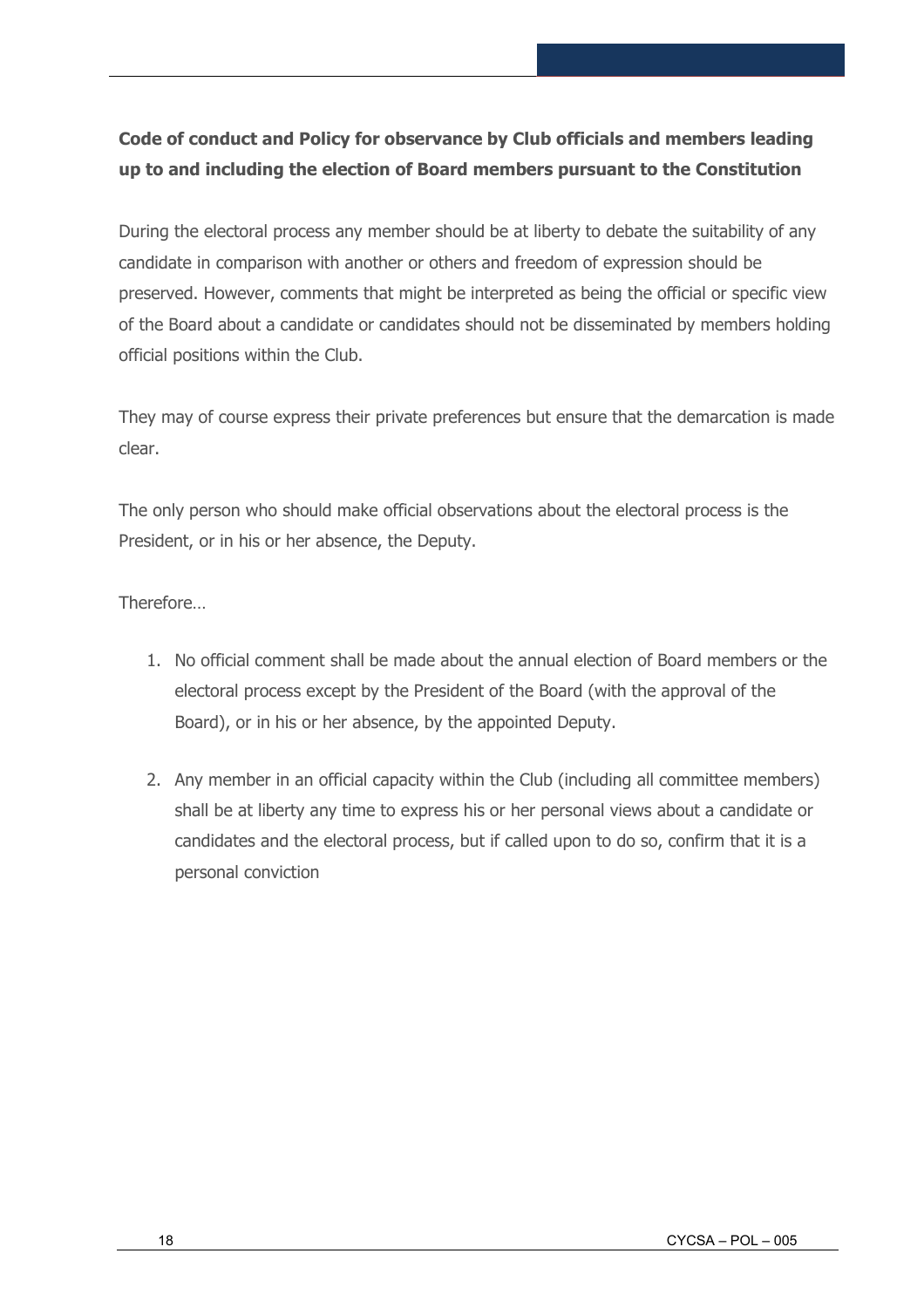**Code of conduct and Policy for observance by Club officials and members leading up to and including the election of Board members pursuant to the Constitution**

During the electoral process any member should be at liberty to debate the suitability of any candidate in comparison with another or others and freedom of expression should be preserved. However, comments that might be interpreted as being the official or specific view of the Board about a candidate or candidates should not be disseminated by members holding official positions within the Club.

They may of course express their private preferences but ensure that the demarcation is made clear.

The only person who should make official observations about the electoral process is the President, or in his or her absence, the Deputy.

Therefore…

1. No official comment shall be made about the annual election of Board members or the electoral process except by the President of the Board (with the approval of the Board), or in his or her absence, by the appointed Deputy.

2. Any member in an official capacity within the Club (including all committee members) shall be at liberty any time to express his or her personal views about a candidate or candidates and the electoral process, but if called upon to do so, confirm that it is a personal conviction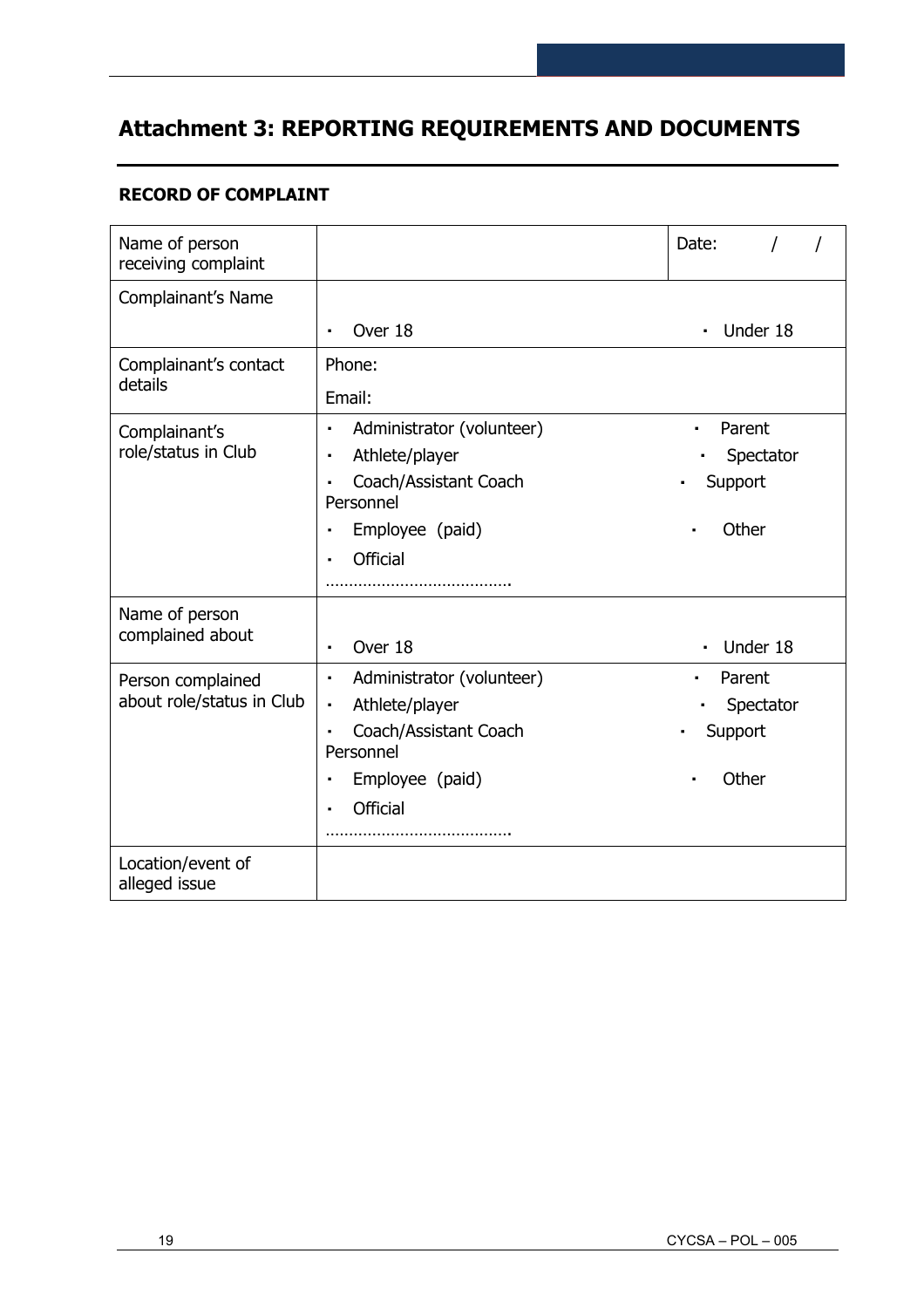# Attachment 3: REPORTING REQUIREMENTS AND DOCUMENTS

**RECORD OF COMPLAINT**

| | | |
|---|---|---|
| Name of person receiving complaint | | Date: / / |
| Complainant's Name | ▪ Over 18 | ▪ Under 18 |
| Complainant's contact details | Phone:<br>Email: | |
| Complainant's role/status in Club | ▪ Administrator (volunteer)<br>▪ Athlete/player<br>▪ Coach/Assistant Coach<br>▪ Employee (paid)<br>▪ Official<br>………………………………. | ▪ Parent<br>▪ Spectator<br>▪ Support Personnel<br>▪ Other |
| Name of person complained about | ▪ Over 18 | ▪ Under 18 |
| Person complained about role/status in Club | ▪ Administrator (volunteer)<br>▪ Athlete/player<br>▪ Coach/Assistant Coach<br>▪ Employee (paid)<br>▪ Official<br>………………………………. | ▪ Parent<br>▪ Spectator<br>▪ Support Personnel<br>▪ Other |
| Location/event of alleged issue | | |

CYCSA – POL – 005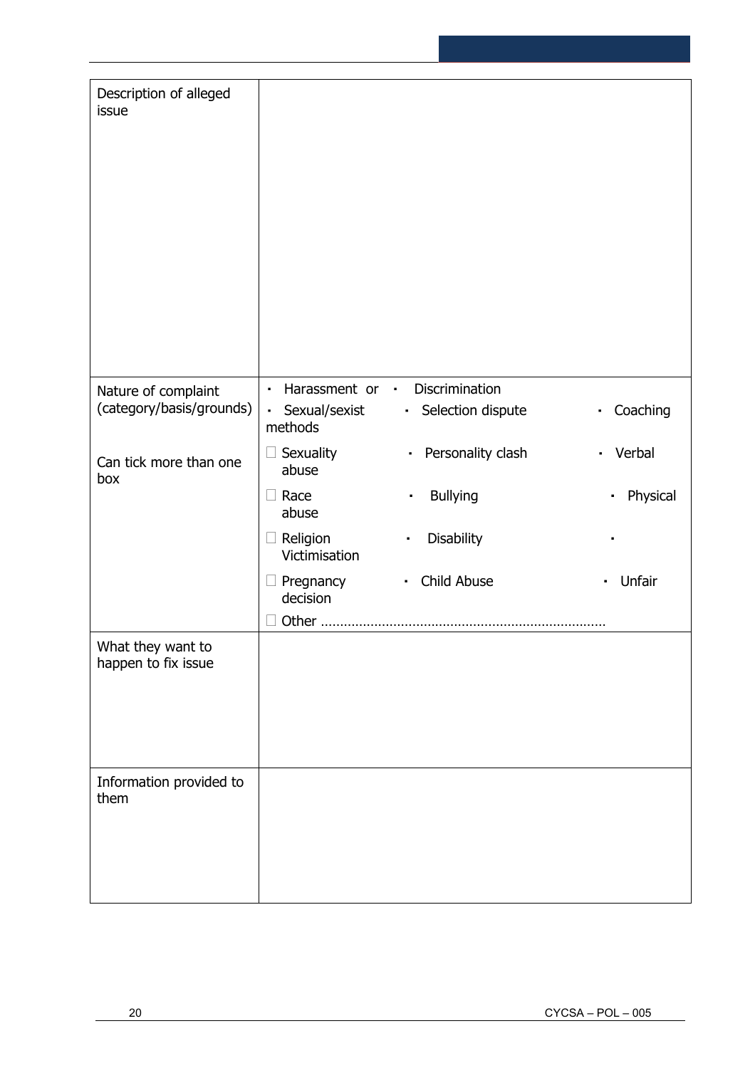| | |
|---|---|
| Description of alleged issue | |
| Nature of complaint (category/basis/grounds)<br><br>Can tick more than one box | ▪ Harassment or ▪ Discrimination<br>▪ Sexual/sexist ▪ Selection dispute ▪ Coaching methods<br>☐ Sexuality ▪ Personality clash ▪ Verbal abuse<br>☐ Race ▪ Bullying ▪ Physical abuse<br>☐ Religion ▪ Disability ▪ Victimisation<br>☐ Pregnancy ▪ Child Abuse ▪ Unfair decision<br>☐ Other ………………………………………………………………… |
| What they want to happen to fix issue | |
| Information provided to them | |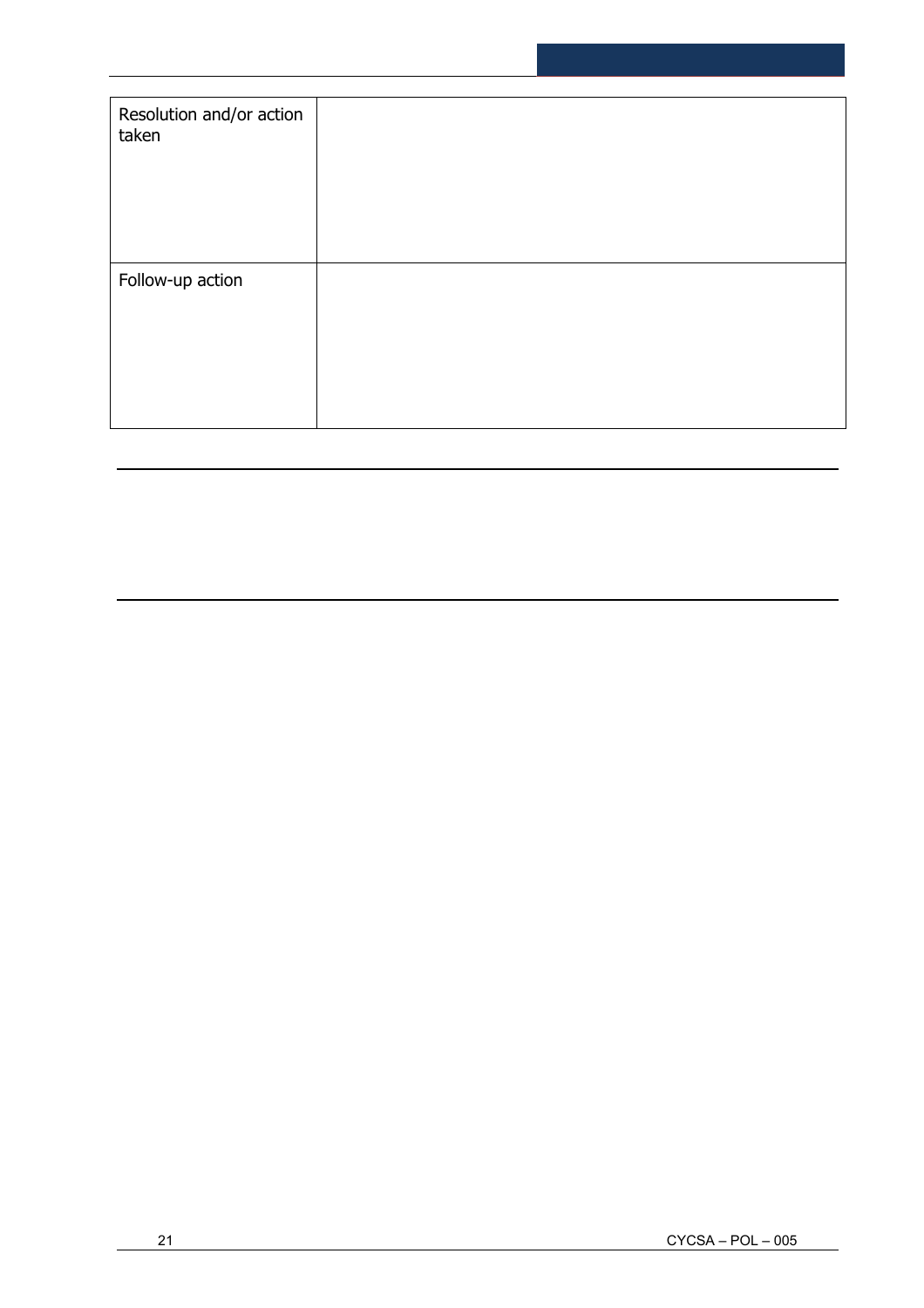| | |
|---|---|
| Resolution and/or action taken | |
| Follow-up action | |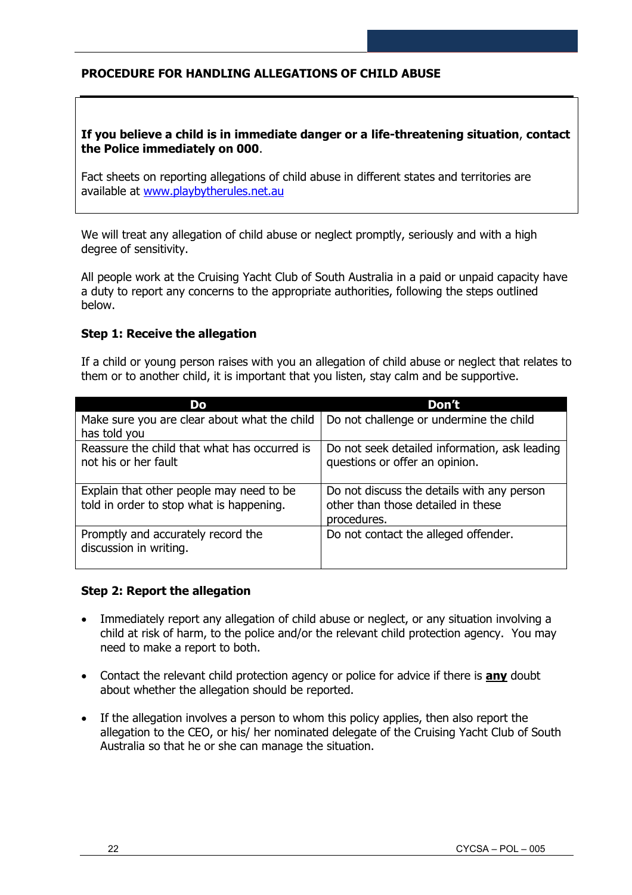## PROCEDURE FOR HANDLING ALLEGATIONS OF CHILD ABUSE

**If you believe a child is in immediate danger or a life-threatening situation**, **contact the Police immediately on 000**.

Fact sheets on reporting allegations of child abuse in different states and territories are available at [www.playbytherules.net.au](http://www.playbytherules.net.au)

We will treat any allegation of child abuse or neglect promptly, seriously and with a high degree of sensitivity.

All people work at the Cruising Yacht Club of South Australia in a paid or unpaid capacity have a duty to report any concerns to the appropriate authorities, following the steps outlined below.

### Step 1: Receive the allegation

If a child or young person raises with you an allegation of child abuse or neglect that relates to them or to another child, it is important that you listen, stay calm and be supportive.

| Do | Don't |
| --- | --- |
| Make sure you are clear about what the child has told you | Do not challenge or undermine the child |
| Reassure the child that what has occurred is not his or her fault | Do not seek detailed information, ask leading questions or offer an opinion. |
| Explain that other people may need to be told in order to stop what is happening. | Do not discuss the details with any person other than those detailed in these procedures. |
| Promptly and accurately record the discussion in writing. | Do not contact the alleged offender. |

### Step 2: Report the allegation

- Immediately report any allegation of child abuse or neglect, or any situation involving a child at risk of harm, to the police and/or the relevant child protection agency. You may need to make a report to both.
- Contact the relevant child protection agency or police for advice if there is **any** doubt about whether the allegation should be reported.
- If the allegation involves a person to whom this policy applies, then also report the allegation to the CEO, or his/ her nominated delegate of the Cruising Yacht Club of South Australia so that he or she can manage the situation.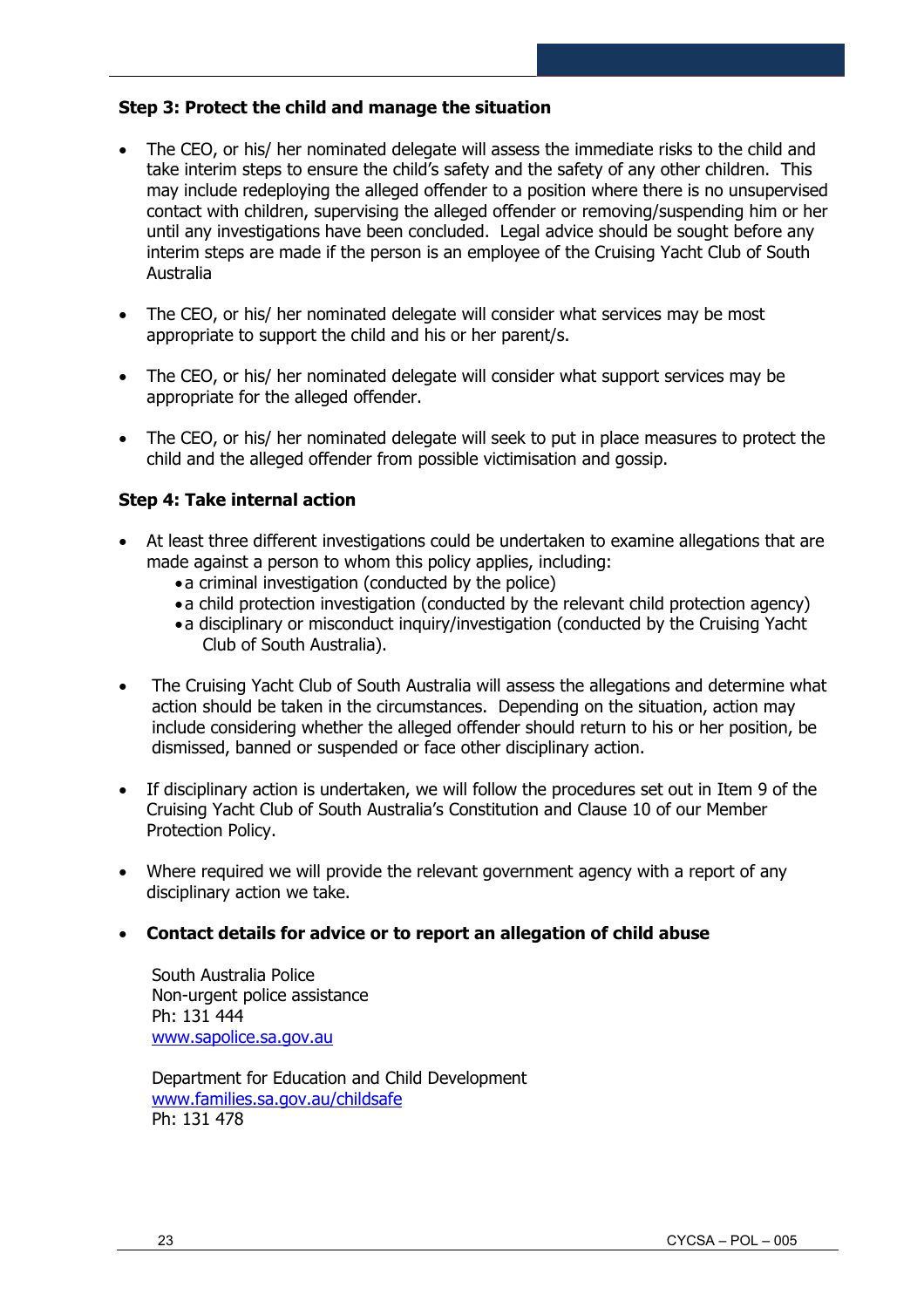### Step 3: Protect the child and manage the situation

- The CEO, or his/ her nominated delegate will assess the immediate risks to the child and take interim steps to ensure the child's safety and the safety of any other children. This may include redeploying the alleged offender to a position where there is no unsupervised contact with children, supervising the alleged offender or removing/suspending him or her until any investigations have been concluded. Legal advice should be sought before any interim steps are made if the person is an employee of the Cruising Yacht Club of South Australia

- The CEO, or his/ her nominated delegate will consider what services may be most appropriate to support the child and his or her parent/s.

- The CEO, or his/ her nominated delegate will consider what support services may be appropriate for the alleged offender.

- The CEO, or his/ her nominated delegate will seek to put in place measures to protect the child and the alleged offender from possible victimisation and gossip.

### Step 4: Take internal action

- At least three different investigations could be undertaken to examine allegations that are made against a person to whom this policy applies, including:
  - a criminal investigation (conducted by the police)
  - a child protection investigation (conducted by the relevant child protection agency)
  - a disciplinary or misconduct inquiry/investigation (conducted by the Cruising Yacht Club of South Australia).

- The Cruising Yacht Club of South Australia will assess the allegations and determine what action should be taken in the circumstances. Depending on the situation, action may include considering whether the alleged offender should return to his or her position, be dismissed, banned or suspended or face other disciplinary action.

- If disciplinary action is undertaken, we will follow the procedures set out in Item 9 of the Cruising Yacht Club of South Australia's Constitution and Clause 10 of our Member Protection Policy.

- Where required we will provide the relevant government agency with a report of any disciplinary action we take.

- **Contact details for advice or to report an allegation of child abuse**

  South Australia Police
  Non-urgent police assistance
  Ph: 131 444
  www.sapolice.sa.gov.au

  Department for Education and Child Development
  www.families.sa.gov.au/childsafe
  Ph: 131 478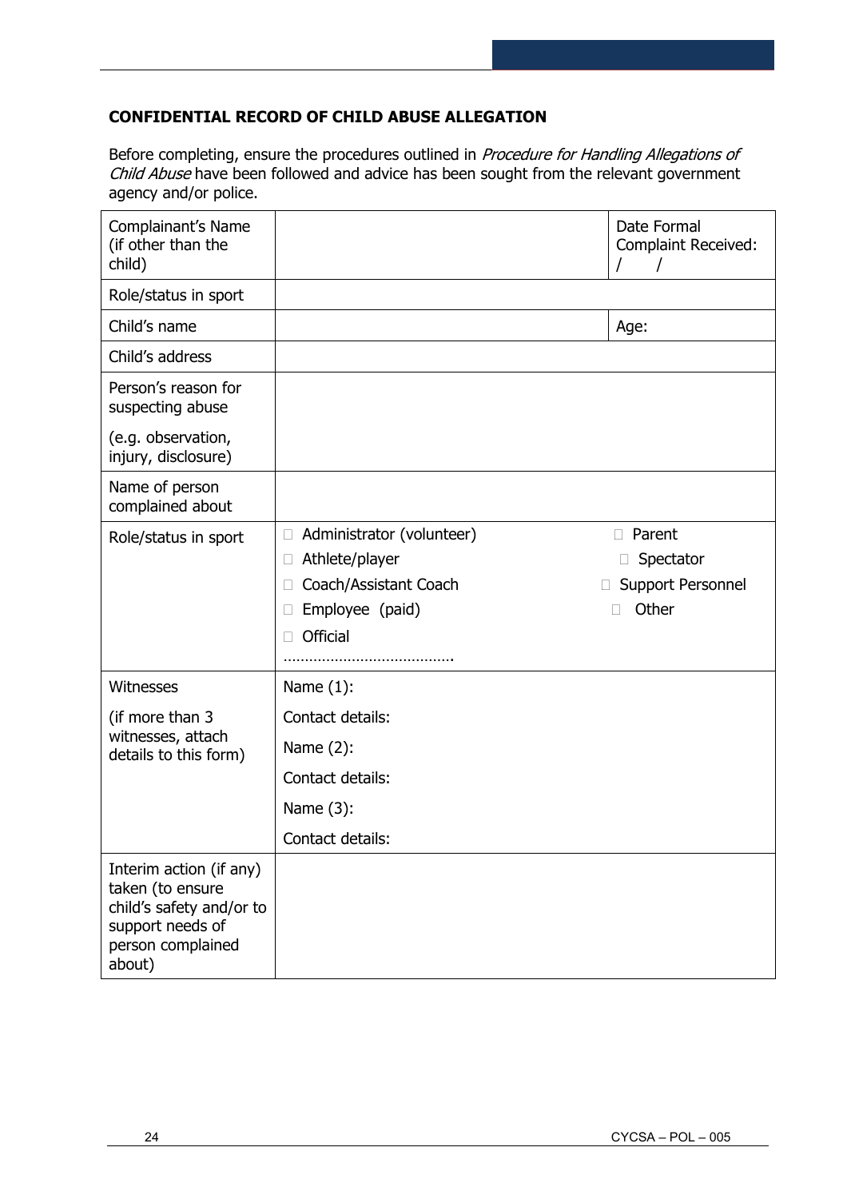**CONFIDENTIAL RECORD OF CHILD ABUSE ALLEGATION**

Before completing, ensure the procedures outlined in *Procedure for Handling Allegations of Child Abuse* have been followed and advice has been sought from the relevant government agency and/or police.

| | | |
|---|---|---|
| Complainant's Name (if other than the child) | | Date Formal Complaint Received: / / |
| Role/status in sport | | |
| Child's name | | Age: |
| Child's address | | |
| Person's reason for suspecting abuse<br><br>(e.g. observation, injury, disclosure) | | |
| Name of person complained about | | |
| Role/status in sport | ☐ Administrator (volunteer)<br>☐ Athlete/player<br>☐ Coach/Assistant Coach<br>☐ Employee (paid)<br>☐ Official<br>…………………………………. | ☐ Parent<br>☐ Spectator<br>☐ Support Personnel<br>☐ Other |
| Witnesses<br><br>(if more than 3 witnesses, attach details to this form) | Name (1):<br>Contact details:<br>Name (2):<br>Contact details:<br>Name (3):<br>Contact details: | |
| Interim action (if any) taken (to ensure child's safety and/or to support needs of person complained about) | | |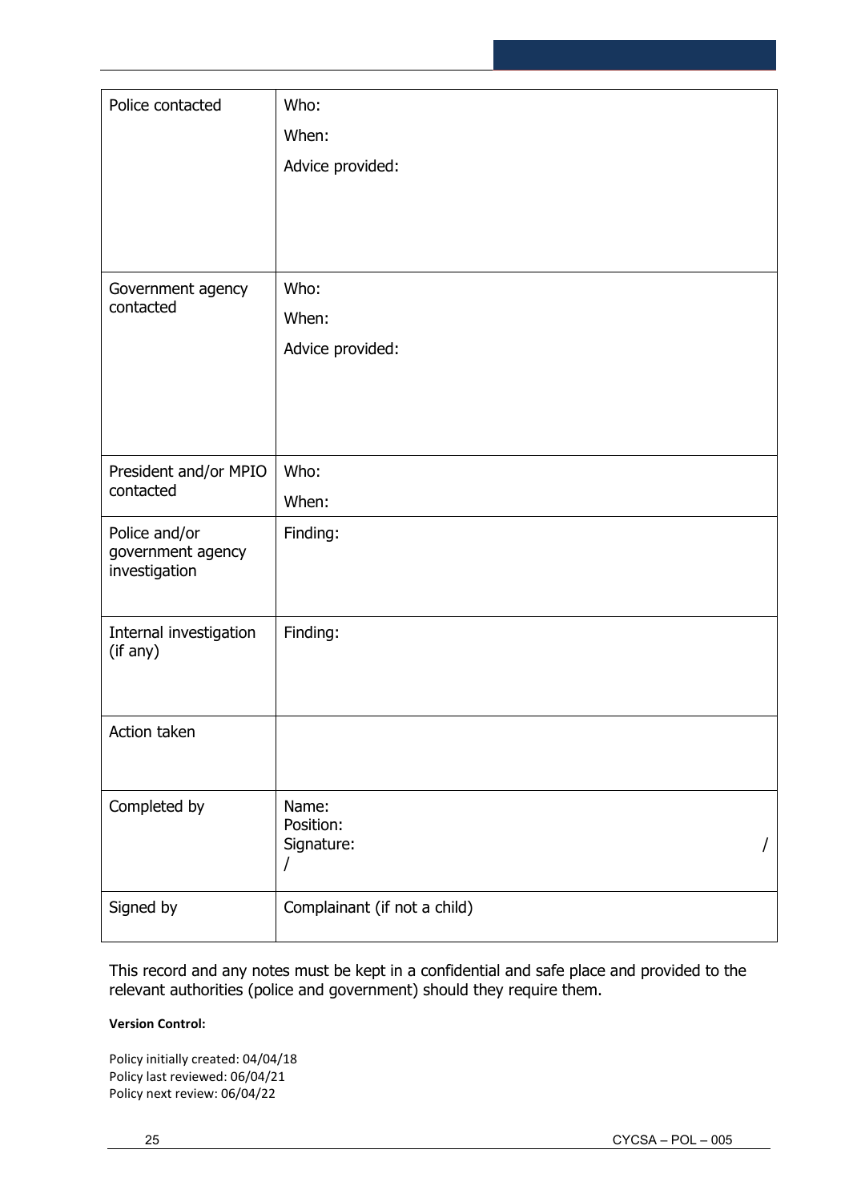| | |
|---|---|
| Police contacted | Who:<br>When:<br>Advice provided: |
| Government agency contacted | Who:<br>When:<br>Advice provided: |
| President and/or MPIO contacted | Who:<br>When: |
| Police and/or government agency investigation | Finding: |
| Internal investigation (if any) | Finding: |
| Action taken | |
| Completed by | Name:<br>Position:<br>Signature: / / |
| Signed by | Complainant (if not a child) |

This record and any notes must be kept in a confidential and safe place and provided to the relevant authorities (police and government) should they require them.

**Version Control:**

Policy initially created: 04/04/18
Policy last reviewed: 06/04/21
Policy next review: 06/04/22